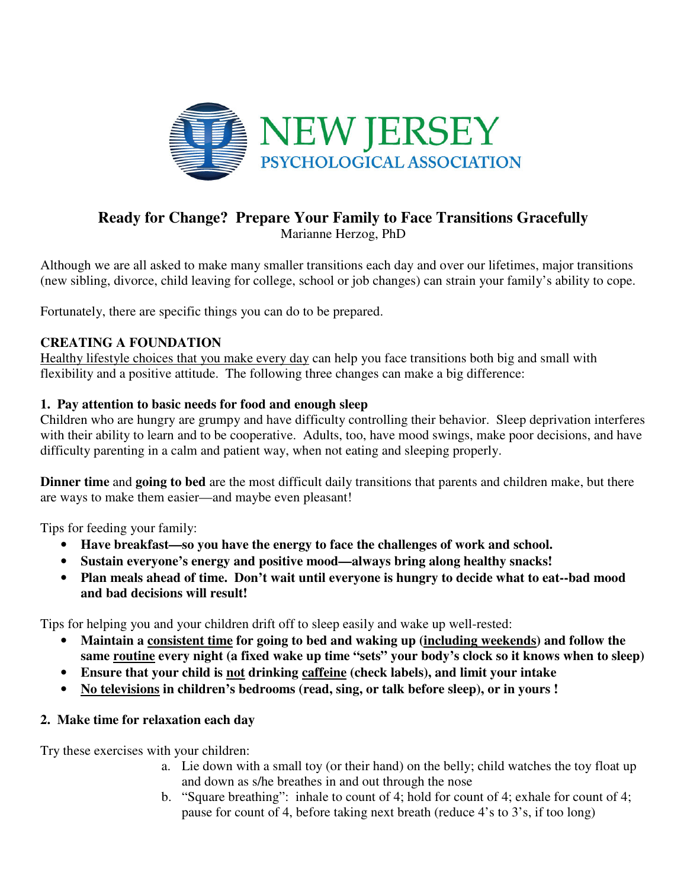# NEW JERSEY PSYCHOLOGICAL ASSOCIATION

## Ready for Change? Prepare Your Family to Face Transitions Gracefully

Marianne Herzog, PhD

Although we are all asked to make many smaller transitions each day and over our lifetimes, major transitions (new sibling, divorce, child leaving for college, school or job changes) can strain your family's ability to cope.

Fortunately, there are specific things you can do to be prepared.

### CREATING A FOUNDATION

<u>Healthy lifestyle choices that you make every day</u> can help you face transitions both big and small with flexibility and a positive attitude. The following three changes can make a big difference:

#### 1. Pay attention to basic needs for food and enough sleep

Children who are hungry are grumpy and have difficulty controlling their behavior. Sleep deprivation interferes with their ability to learn and to be cooperative. Adults, too, have mood swings, make poor decisions, and have difficulty parenting in a calm and patient way, when not eating and sleeping properly.

**Dinner time** and **going to bed** are the most difficult daily transitions that parents and children make, but there are ways to make them easier—and maybe even pleasant!

Tips for feeding your family:

- **Have breakfast—so you have the energy to face the challenges of work and school.**
- **Sustain everyone's energy and positive mood—always bring along healthy snacks!**
- **Plan meals ahead of time. Don't wait until everyone is hungry to decide what to eat--bad mood and bad decisions will result!**

Tips for helping you and your children drift off to sleep easily and wake up well-rested:

- **Maintain a <u>consistent time</u> for going to bed and waking up (<u>including weekends</u>) and follow the same <u>routine</u> every night (a fixed wake up time "sets" your body's clock so it knows when to sleep)**
- **Ensure that your child is <u>not</u> drinking <u>caffeine</u> (check labels), and limit your intake**
- **<u>No televisions</u> in children's bedrooms (read, sing, or talk before sleep), or in yours !**

#### 2. Make time for relaxation each day

Try these exercises with your children:

a. Lie down with a small toy (or their hand) on the belly; child watches the toy float up and down as s/he breathes in and out through the nose
b. "Square breathing": inhale to count of 4; hold for count of 4; exhale for count of 4; pause for count of 4, before taking next breath (reduce 4's to 3's, if too long)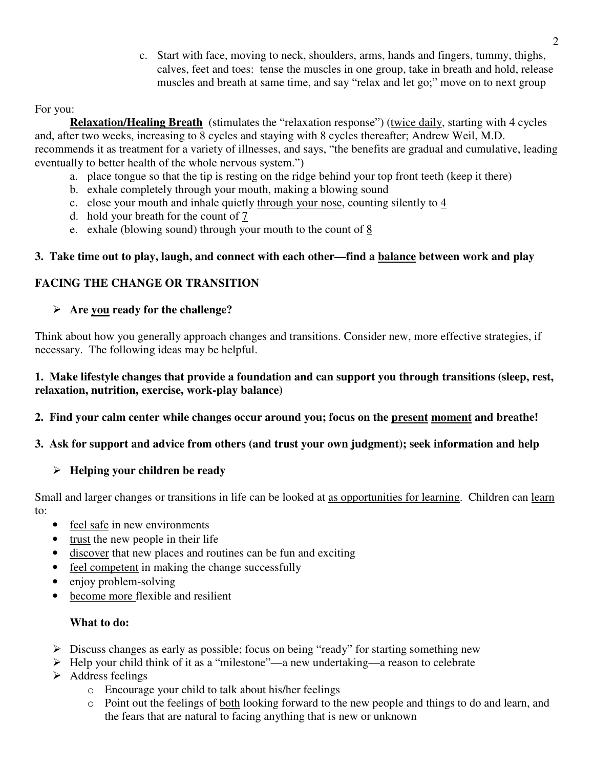c. Start with face, moving to neck, shoulders, arms, hands and fingers, tummy, thighs, calves, feet and toes: tense the muscles in one group, take in breath and hold, release muscles and breath at same time, and say "relax and let go;" move on to next group

For you:

**Relaxation/Healing Breath** (stimulates the "relaxation response") (twice daily, starting with 4 cycles and, after two weeks, increasing to 8 cycles and staying with 8 cycles thereafter; Andrew Weil, M.D. recommends it as treatment for a variety of illnesses, and says, "the benefits are gradual and cumulative, leading eventually to better health of the whole nervous system.")

a. place tongue so that the tip is resting on the ridge behind your top front teeth (keep it there)
b. exhale completely through your mouth, making a blowing sound
c. close your mouth and inhale quietly through your nose, counting silently to 4
d. hold your breath for the count of 7
e. exhale (blowing sound) through your mouth to the count of 8

**3. Take time out to play, laugh, and connect with each other—find a balance between work and play**

## FACING THE CHANGE OR TRANSITION

- **Are you ready for the challenge?**

Think about how you generally approach changes and transitions. Consider new, more effective strategies, if necessary. The following ideas may be helpful.

**1. Make lifestyle changes that provide a foundation and can support you through transitions (sleep, rest, relaxation, nutrition, exercise, work-play balance)**

**2. Find your calm center while changes occur around you; focus on the present moment and breathe!**

**3. Ask for support and advice from others (and trust your own judgment); seek information and help**

- **Helping your children be ready**

Small and larger changes or transitions in life can be looked at as opportunities for learning. Children can learn to:

- feel safe in new environments
- trust the new people in their life
- discover that new places and routines can be fun and exciting
- feel competent in making the change successfully
- enjoy problem-solving
- become more flexible and resilient

**What to do:**

- Discuss changes as early as possible; focus on being "ready" for starting something new
- Help your child think of it as a "milestone"—a new undertaking—a reason to celebrate
- Address feelings
  - Encourage your child to talk about his/her feelings
  - Point out the feelings of both looking forward to the new people and things to do and learn, and the fears that are natural to facing anything that is new or unknown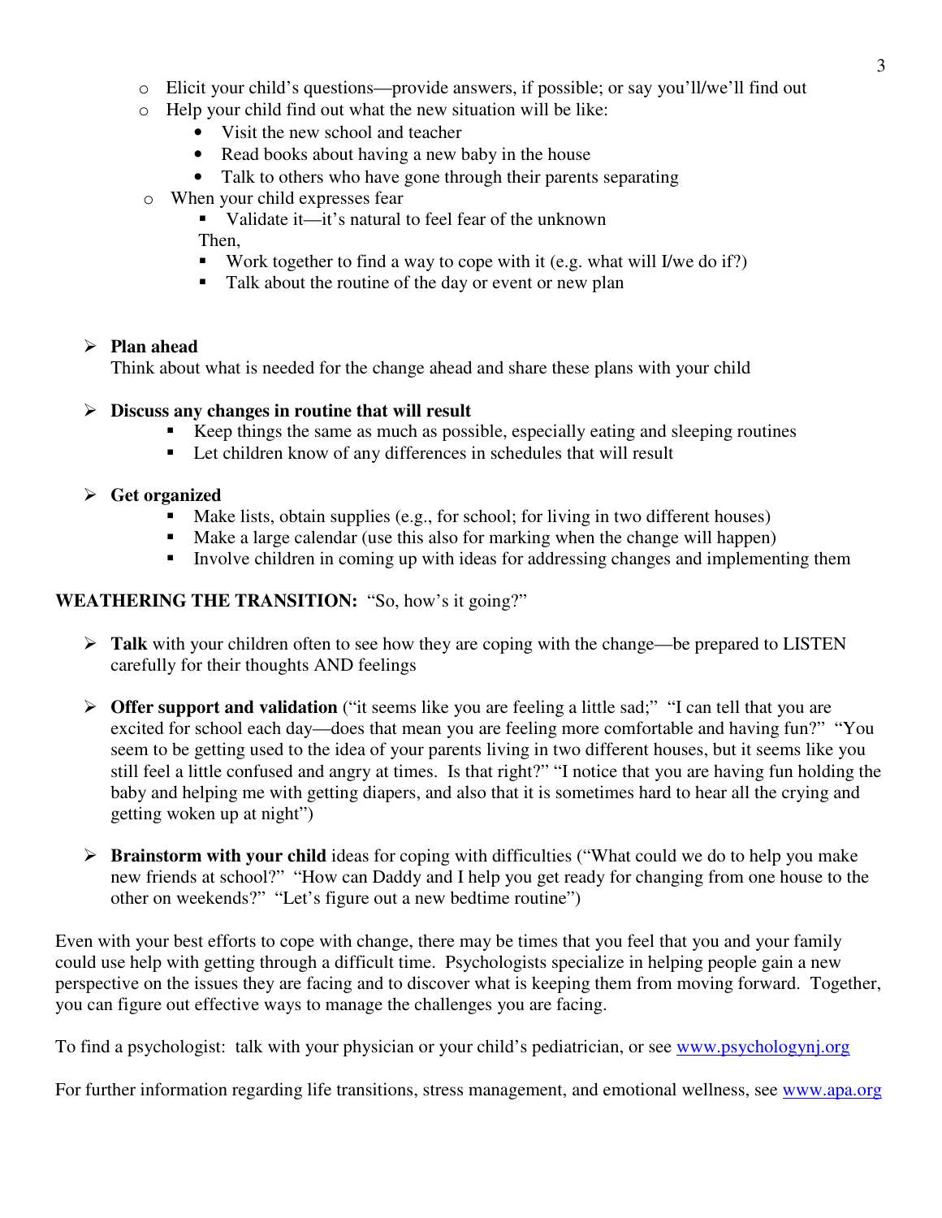- Elicit your child's questions—provide answers, if possible; or say you'll/we'll find out
- Help your child find out what the new situation will be like:
  - Visit the new school and teacher
  - Read books about having a new baby in the house
  - Talk to others who have gone through their parents separating
- When your child expresses fear
  - Validate it—it's natural to feel fear of the unknown

  Then,
  - Work together to find a way to cope with it (e.g. what will I/we do if?)
  - Talk about the routine of the day or event or new plan

- **Plan ahead**

  Think about what is needed for the change ahead and share these plans with your child

- **Discuss any changes in routine that will result**
  - Keep things the same as much as possible, especially eating and sleeping routines
  - Let children know of any differences in schedules that will result

- **Get organized**
  - Make lists, obtain supplies (e.g., for school; for living in two different houses)
  - Make a large calendar (use this also for marking when the change will happen)
  - Involve children in coming up with ideas for addressing changes and implementing them

**WEATHERING THE TRANSITION:** "So, how's it going?"

- **Talk** with your children often to see how they are coping with the change—be prepared to LISTEN carefully for their thoughts AND feelings

- **Offer support and validation** ("it seems like you are feeling a little sad;" "I can tell that you are excited for school each day—does that mean you are feeling more comfortable and having fun?" "You seem to be getting used to the idea of your parents living in two different houses, but it seems like you still feel a little confused and angry at times. Is that right?" "I notice that you are having fun holding the baby and helping me with getting diapers, and also that it is sometimes hard to hear all the crying and getting woken up at night")

- **Brainstorm with your child** ideas for coping with difficulties ("What could we do to help you make new friends at school?" "How can Daddy and I help you get ready for changing from one house to the other on weekends?" "Let's figure out a new bedtime routine")

Even with your best efforts to cope with change, there may be times that you feel that you and your family could use help with getting through a difficult time. Psychologists specialize in helping people gain a new perspective on the issues they are facing and to discover what is keeping them from moving forward. Together, you can figure out effective ways to manage the challenges you are facing.

To find a psychologist: talk with your physician or your child's pediatrician, or see www.psychologynj.org

For further information regarding life transitions, stress management, and emotional wellness, see www.apa.org